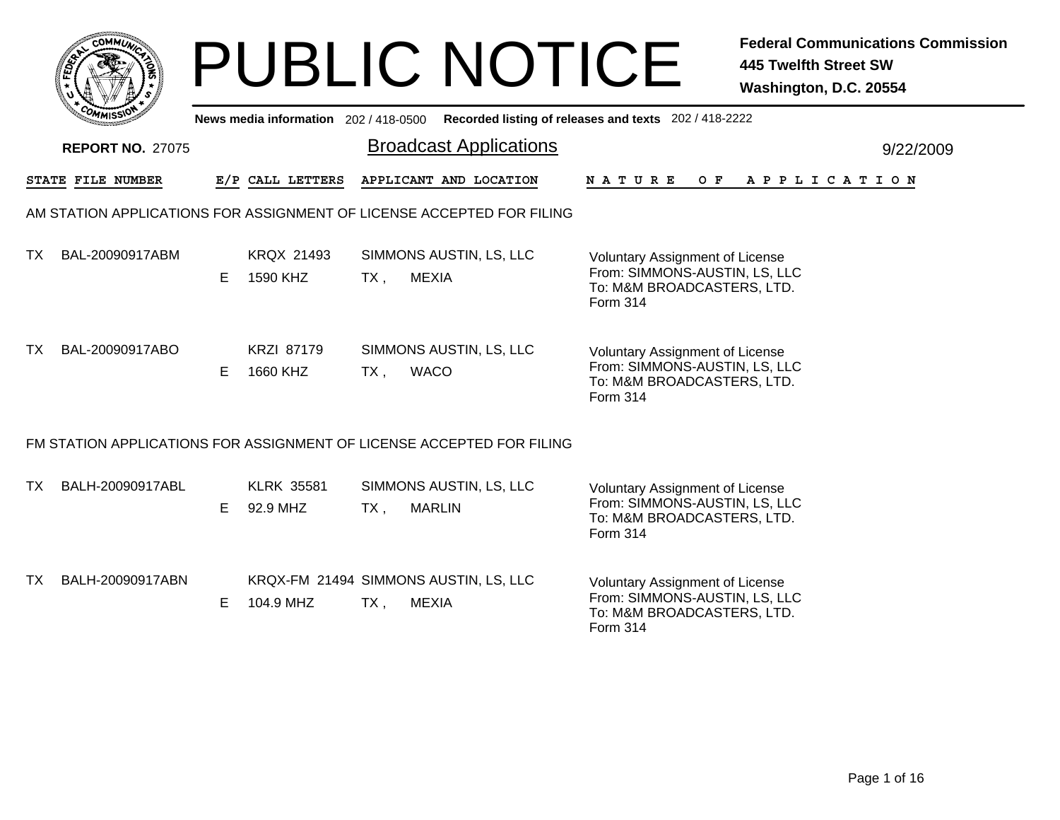# PUBLIC NOTICE

**Federal Communications Commission**
**445 Twelfth Street SW**
**Washington, D.C. 20554**

**News media information** 202 / 418-0500 **Recorded listing of releases and texts** 202 / 418-2222

**REPORT NO.** 27075

## Broadcast Applications

9/22/2009

| STATE | FILE NUMBER | E/P | CALL LETTERS | APPLICANT AND LOCATION | NATURE OF APPLICATION |
|---|---|---|---|---|---|

### AM STATION APPLICATIONS FOR ASSIGNMENT OF LICENSE ACCEPTED FOR FILING

| STATE | FILE NUMBER | E/P | CALL LETTERS | APPLICANT AND LOCATION | NATURE OF APPLICATION |
|---|---|---|---|---|---|
| TX | BAL-20090917ABM | E | KRQX 21493<br>1590 KHZ | SIMMONS AUSTIN, LS, LLC<br>TX , MEXIA | Voluntary Assignment of License<br>From: SIMMONS-AUSTIN, LS, LLC<br>To: M&M BROADCASTERS, LTD.<br>Form 314 |
| TX | BAL-20090917ABO | E | KRZI 87179<br>1660 KHZ | SIMMONS AUSTIN, LS, LLC<br>TX , WACO | Voluntary Assignment of License<br>From: SIMMONS-AUSTIN, LS, LLC<br>To: M&M BROADCASTERS, LTD.<br>Form 314 |

### FM STATION APPLICATIONS FOR ASSIGNMENT OF LICENSE ACCEPTED FOR FILING

| STATE | FILE NUMBER | E/P | CALL LETTERS | APPLICANT AND LOCATION | NATURE OF APPLICATION |
|---|---|---|---|---|---|
| TX | BALH-20090917ABL | E | KLRK 35581<br>92.9 MHZ | SIMMONS AUSTIN, LS, LLC<br>TX , MARLIN | Voluntary Assignment of License<br>From: SIMMONS-AUSTIN, LS, LLC<br>To: M&M BROADCASTERS, LTD.<br>Form 314 |
| TX | BALH-20090917ABN | E | KRQX-FM 21494<br>104.9 MHZ | SIMMONS AUSTIN, LS, LLC<br>TX , MEXIA | Voluntary Assignment of License<br>From: SIMMONS-AUSTIN, LS, LLC<br>To: M&M BROADCASTERS, LTD.<br>Form 314 |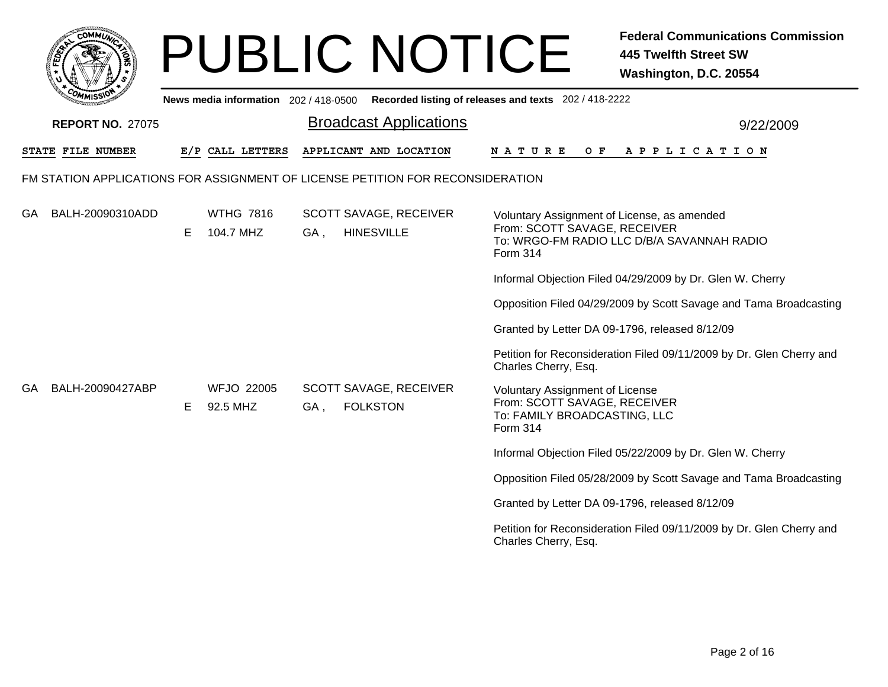# PUBLIC NOTICE

**Federal Communications Commission**
**445 Twelfth Street SW**
**Washington, D.C. 20554**

**News media information** 202 / 418-0500 **Recorded listing of releases and texts** 202 / 418-2222

**REPORT NO.** 27075

## Broadcast Applications

9/22/2009

| STATE | FILE NUMBER | E/P | CALL LETTERS | APPLICANT AND LOCATION | NATURE OF APPLICATION |
|---|---|---|---|---|---|

### FM STATION APPLICATIONS FOR ASSIGNMENT OF LICENSE PETITION FOR RECONSIDERATION

| STATE | FILE NUMBER | E/P | CALL LETTERS | APPLICANT AND LOCATION | NATURE OF APPLICATION |
|---|---|---|---|---|---|
| GA | BALH-20090310ADD | E | WTHG 7816<br>104.7 MHZ | SCOTT SAVAGE, RECEIVER<br>GA , HINESVILLE | Voluntary Assignment of License, as amended<br>From: SCOTT SAVAGE, RECEIVER<br>To: WRGO-FM RADIO LLC D/B/A SAVANNAH RADIO<br>Form 314<br><br>Informal Objection Filed 04/29/2009 by Dr. Glen W. Cherry<br><br>Opposition Filed 04/29/2009 by Scott Savage and Tama Broadcasting<br><br>Granted by Letter DA 09-1796, released 8/12/09<br><br>Petition for Reconsideration Filed 09/11/2009 by Dr. Glen Cherry and Charles Cherry, Esq. |
| GA | BALH-20090427ABP | E | WFJO 22005<br>92.5 MHZ | SCOTT SAVAGE, RECEIVER<br>GA , FOLKSTON | Voluntary Assignment of License<br>From: SCOTT SAVAGE, RECEIVER<br>To: FAMILY BROADCASTING, LLC<br>Form 314<br><br>Informal Objection Filed 05/22/2009 by Dr. Glen W. Cherry<br><br>Opposition Filed 05/28/2009 by Scott Savage and Tama Broadcasting<br><br>Granted by Letter DA 09-1796, released 8/12/09<br><br>Petition for Reconsideration Filed 09/11/2009 by Dr. Glen Cherry and Charles Cherry, Esq. |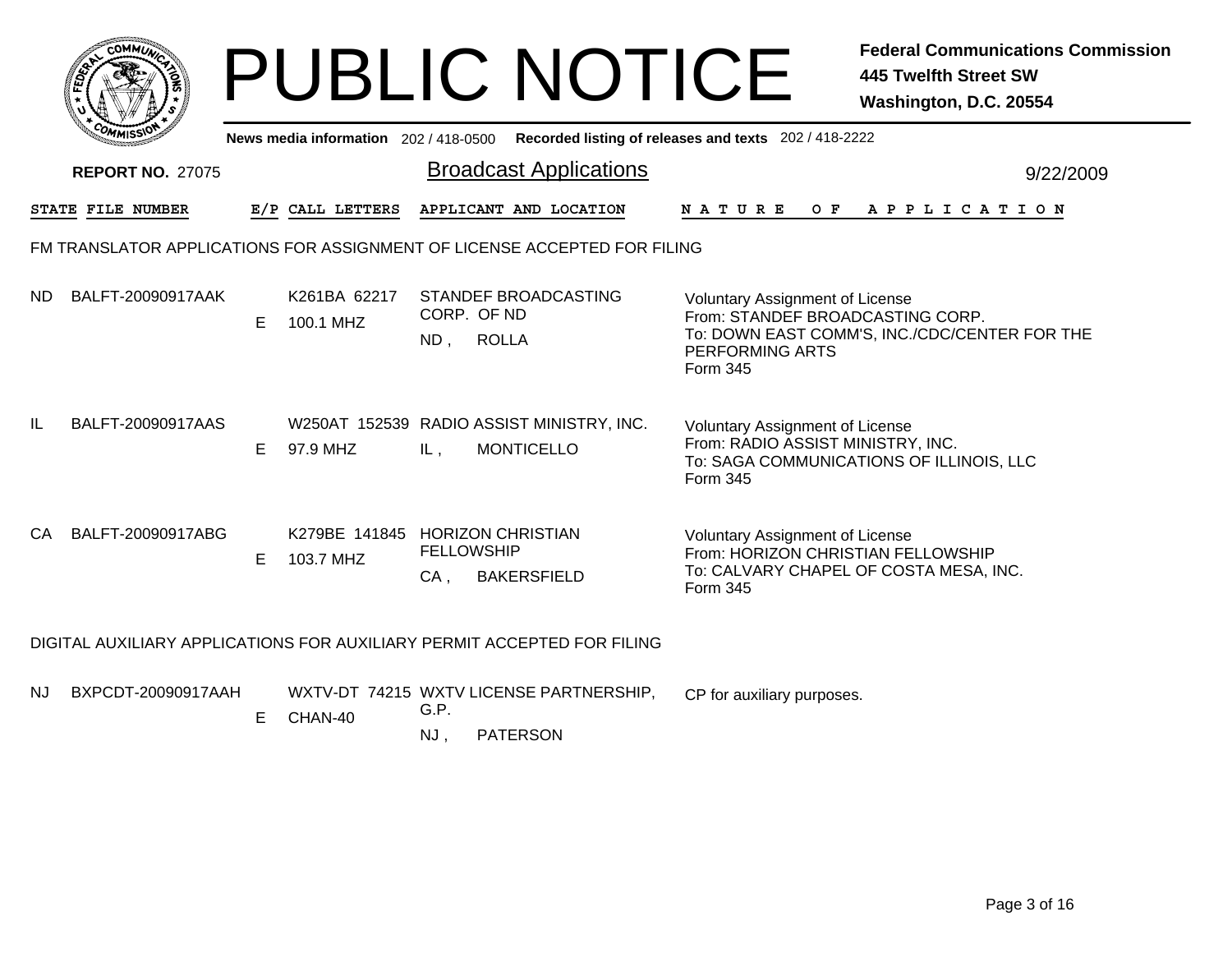# PUBLIC NOTICE

**Federal Communications Commission**
**445 Twelfth Street SW**
**Washington, D.C. 20554**

**News media information** 202 / 418-0500 **Recorded listing of releases and texts** 202 / 418-2222

**REPORT NO.** 27075

## Broadcast Applications

9/22/2009

| STATE | FILE NUMBER | E/P | CALL LETTERS | APPLICANT AND LOCATION | NATURE OF APPLICATION |
|---|---|---|---|---|---|

### FM TRANSLATOR APPLICATIONS FOR ASSIGNMENT OF LICENSE ACCEPTED FOR FILING

| STATE | FILE NUMBER | E/P | CALL LETTERS | APPLICANT AND LOCATION | NATURE OF APPLICATION |
|---|---|---|---|---|---|
| ND | BALFT-20090917AAK | E | K261BA 62217 100.1 MHZ | STANDEF BROADCASTING CORP. OF ND ND , ROLLA | Voluntary Assignment of License From: STANDEF BROADCASTING CORP. To: DOWN EAST COMM'S, INC./CDC/CENTER FOR THE PERFORMING ARTS Form 345 |
| IL | BALFT-20090917AAS | E | W250AT 152539 97.9 MHZ | RADIO ASSIST MINISTRY, INC. IL , MONTICELLO | Voluntary Assignment of License From: RADIO ASSIST MINISTRY, INC. To: SAGA COMMUNICATIONS OF ILLINOIS, LLC Form 345 |
| CA | BALFT-20090917ABG | E | K279BE 141845 103.7 MHZ | HORIZON CHRISTIAN FELLOWSHIP CA , BAKERSFIELD | Voluntary Assignment of License From: HORIZON CHRISTIAN FELLOWSHIP To: CALVARY CHAPEL OF COSTA MESA, INC. Form 345 |

### DIGITAL AUXILIARY APPLICATIONS FOR AUXILIARY PERMIT ACCEPTED FOR FILING

| STATE | FILE NUMBER | E/P | CALL LETTERS | APPLICANT AND LOCATION | NATURE OF APPLICATION |
|---|---|---|---|---|---|
| NJ | BXPCDT-20090917AAH | E | WXTV-DT 74215 CHAN-40 | WXTV LICENSE PARTNERSHIP, G.P. NJ , PATERSON | CP for auxiliary purposes. |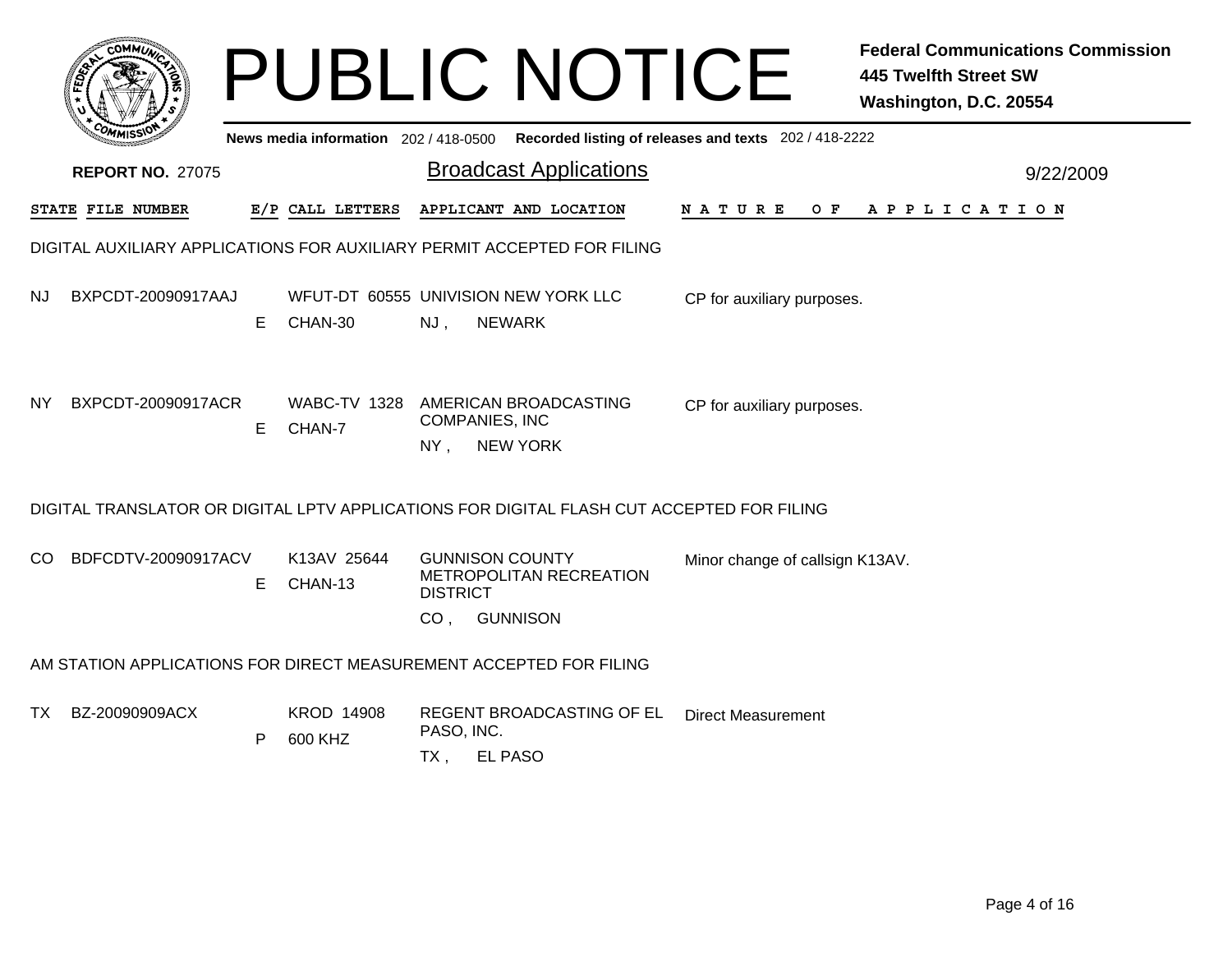# PUBLIC NOTICE

**Federal Communications Commission**
**445 Twelfth Street SW**
**Washington, D.C. 20554**

News media information 202 / 418-0500 Recorded listing of releases and texts 202 / 418-2222

**REPORT NO.** 27075

## Broadcast Applications

9/22/2009

| STATE | FILE NUMBER | E/P | CALL LETTERS | APPLICANT AND LOCATION | NATURE OF APPLICATION |
|---|---|---|---|---|---|

### DIGITAL AUXILIARY APPLICATIONS FOR AUXILIARY PERMIT ACCEPTED FOR FILING

| STATE | FILE NUMBER | E/P | CALL LETTERS | APPLICANT AND LOCATION | NATURE OF APPLICATION |
|---|---|---|---|---|---|
| NJ | BXPCDT-20090917AAJ | E | WFUT-DT 60555 CHAN-30 | UNIVISION NEW YORK LLC NJ , NEWARK | CP for auxiliary purposes. |
| NY | BXPCDT-20090917ACR | E | WABC-TV 1328 CHAN-7 | AMERICAN BROADCASTING COMPANIES, INC NY , NEW YORK | CP for auxiliary purposes. |

### DIGITAL TRANSLATOR OR DIGITAL LPTV APPLICATIONS FOR DIGITAL FLASH CUT ACCEPTED FOR FILING

| STATE | FILE NUMBER | E/P | CALL LETTERS | APPLICANT AND LOCATION | NATURE OF APPLICATION |
|---|---|---|---|---|---|
| CO | BDFCDTV-20090917ACV | E | K13AV 25644 CHAN-13 | GUNNISON COUNTY METROPOLITAN RECREATION DISTRICT CO , GUNNISON | Minor change of callsign K13AV. |

### AM STATION APPLICATIONS FOR DIRECT MEASUREMENT ACCEPTED FOR FILING

| STATE | FILE NUMBER | E/P | CALL LETTERS | APPLICANT AND LOCATION | NATURE OF APPLICATION |
|---|---|---|---|---|---|
| TX | BZ-20090909ACX | P | KROD 14908 600 KHZ | REGENT BROADCASTING OF EL PASO, INC. TX , EL PASO | Direct Measurement |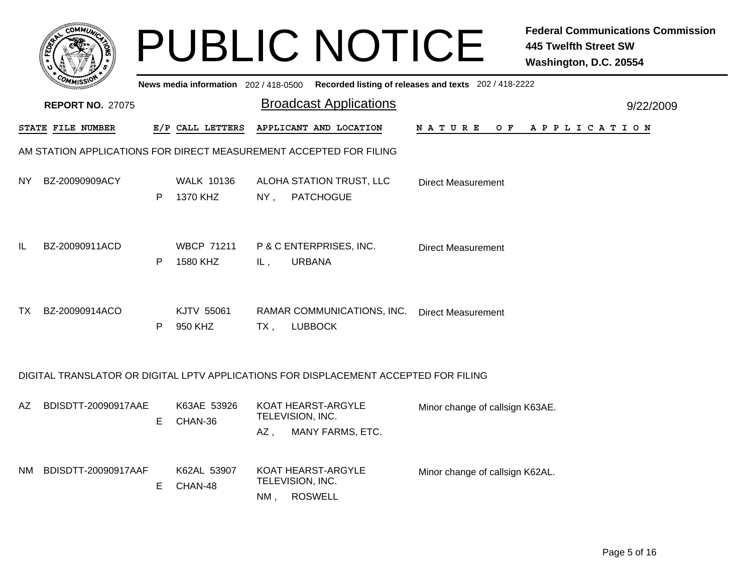# PUBLIC NOTICE

**Federal Communications Commission**
**445 Twelfth Street SW**
**Washington, D.C. 20554**

**News media information** 202 / 418-0500 **Recorded listing of releases and texts** 202 / 418-2222

**REPORT NO.** 27075

## Broadcast Applications

9/22/2009

### AM STATION APPLICATIONS FOR DIRECT MEASUREMENT ACCEPTED FOR FILING

| STATE | FILE NUMBER | E/P | CALL LETTERS | APPLICANT AND LOCATION | NATURE OF APPLICATION |
|---|---|---|---|---|---|
| NY | BZ-20090909ACY | P | WALK 10136<br>1370 KHZ | ALOHA STATION TRUST, LLC<br>NY , PATCHOGUE | Direct Measurement |
| IL | BZ-20090911ACD | P | WBCP 71211<br>1580 KHZ | P & C ENTERPRISES, INC.<br>IL , URBANA | Direct Measurement |
| TX | BZ-20090914ACO | P | KJTV 55061<br>950 KHZ | RAMAR COMMUNICATIONS, INC.<br>TX , LUBBOCK | Direct Measurement |

### DIGITAL TRANSLATOR OR DIGITAL LPTV APPLICATIONS FOR DISPLACEMENT ACCEPTED FOR FILING

| STATE | FILE NUMBER | E/P | CALL LETTERS | APPLICANT AND LOCATION | NATURE OF APPLICATION |
|---|---|---|---|---|---|
| AZ | BDISDTT-20090917AAE | E | K63AE 53926<br>CHAN-36 | KOAT HEARST-ARGYLE TELEVISION, INC.<br>AZ , MANY FARMS, ETC. | Minor change of callsign K63AE. |
| NM | BDISDTT-20090917AAF | E | K62AL 53907<br>CHAN-48 | KOAT HEARST-ARGYLE TELEVISION, INC.<br>NM , ROSWELL | Minor change of callsign K62AL. |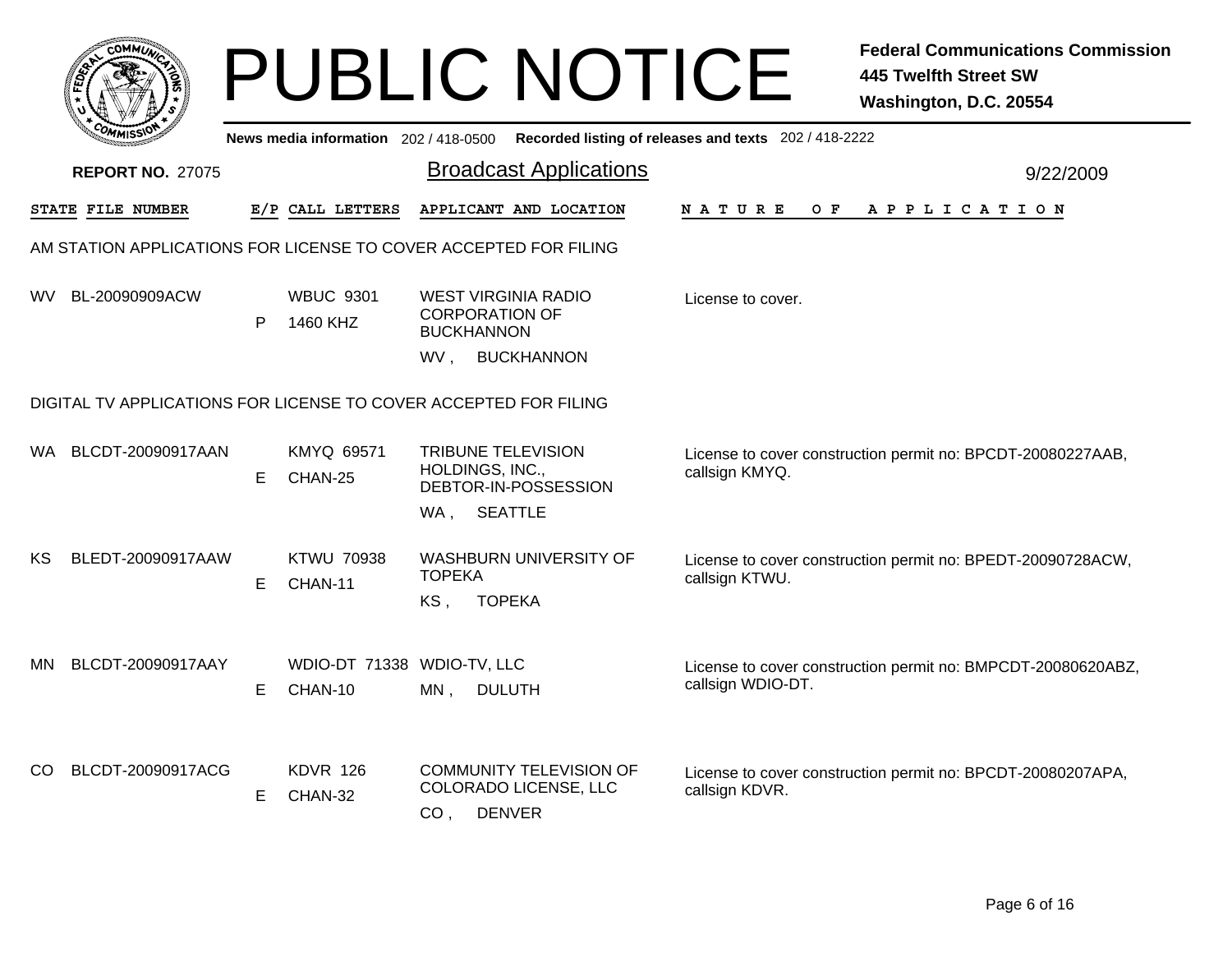# PUBLIC NOTICE

**Federal Communications Commission**
**445 Twelfth Street SW**
**Washington, D.C. 20554**

News media information 202 / 418-0500 Recorded listing of releases and texts 202 / 418-2222

**REPORT NO.** 27075

## Broadcast Applications

9/22/2009

### AM STATION APPLICATIONS FOR LICENSE TO COVER ACCEPTED FOR FILING

| STATE | FILE NUMBER | E/P | CALL LETTERS | APPLICANT AND LOCATION | NATURE OF APPLICATION |
|---|---|---|---|---|---|
| WV | BL-20090909ACW | P | WBUC 9301<br>1460 KHZ | WEST VIRGINIA RADIO CORPORATION OF BUCKHANNON<br>WV , BUCKHANNON | License to cover. |

### DIGITAL TV APPLICATIONS FOR LICENSE TO COVER ACCEPTED FOR FILING

| STATE | FILE NUMBER | E/P | CALL LETTERS | APPLICANT AND LOCATION | NATURE OF APPLICATION |
|---|---|---|---|---|---|
| WA | BLCDT-20090917AAN | E | KMYQ 69571<br>CHAN-25 | TRIBUNE TELEVISION HOLDINGS, INC., DEBTOR-IN-POSSESSION<br>WA , SEATTLE | License to cover construction permit no: BPCDT-20080227AAB, callsign KMYQ. |
| KS | BLEDT-20090917AAW | E | KTWU 70938<br>CHAN-11 | WASHBURN UNIVERSITY OF TOPEKA<br>KS , TOPEKA | License to cover construction permit no: BPEDT-20090728ACW, callsign KTWU. |
| MN | BLCDT-20090917AAY | E | WDIO-DT 71338<br>CHAN-10 | WDIO-TV, LLC<br>MN , DULUTH | License to cover construction permit no: BMPCDT-20080620ABZ, callsign WDIO-DT. |
| CO | BLCDT-20090917ACG | E | KDVR 126<br>CHAN-32 | COMMUNITY TELEVISION OF COLORADO LICENSE, LLC<br>CO , DENVER | License to cover construction permit no: BPCDT-20080207APA, callsign KDVR. |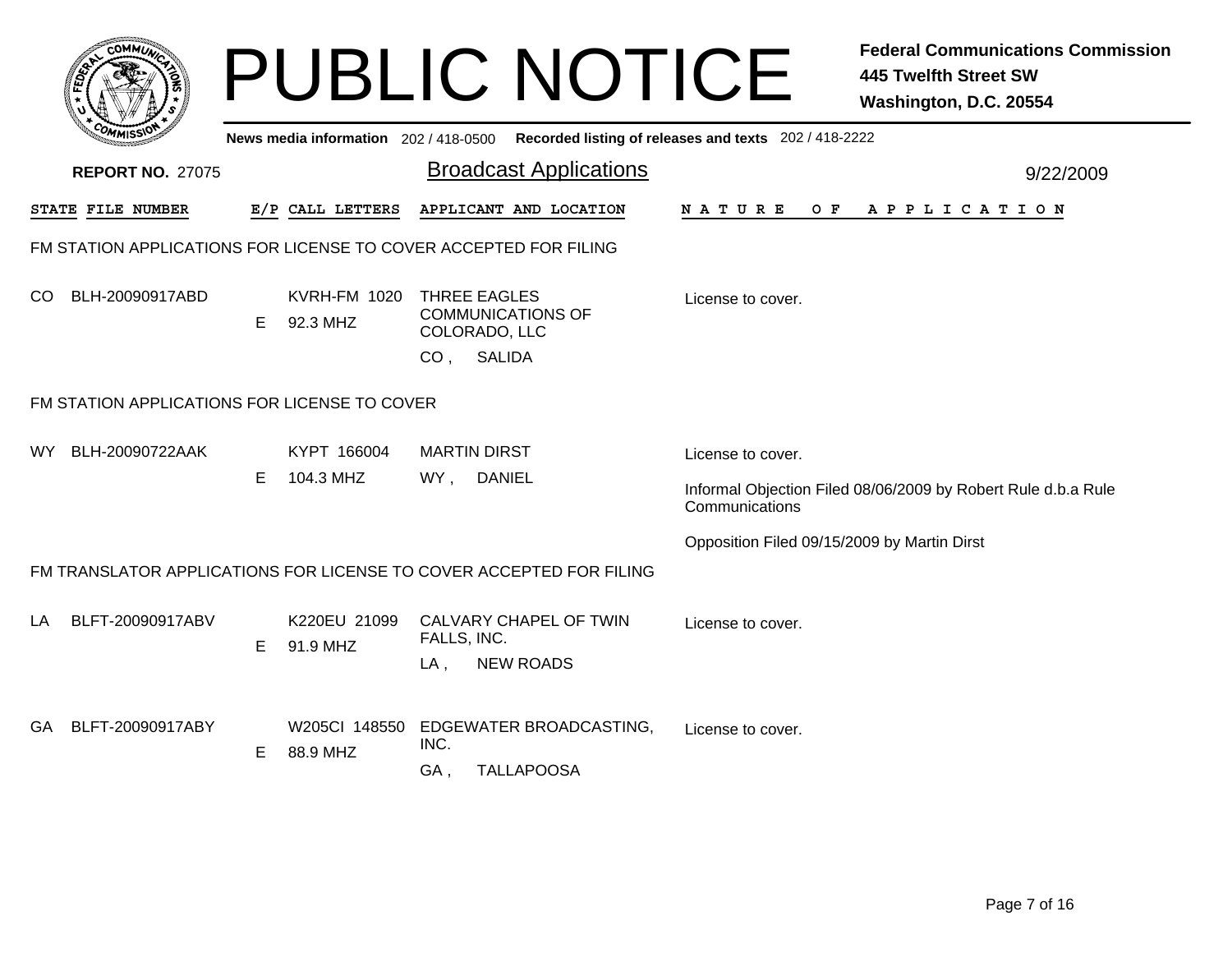# PUBLIC NOTICE

**Federal Communications Commission**
**445 Twelfth Street SW**
**Washington, D.C. 20554**

News media information 202 / 418-0500 Recorded listing of releases and texts 202 / 418-2222

**REPORT NO.** 27075

## Broadcast Applications

9/22/2009

| STATE | FILE NUMBER | E/P | CALL LETTERS | APPLICANT AND LOCATION | NATURE OF APPLICATION |
|---|---|---|---|---|---|

### FM STATION APPLICATIONS FOR LICENSE TO COVER ACCEPTED FOR FILING

| STATE | FILE NUMBER | E/P | CALL LETTERS | APPLICANT AND LOCATION | NATURE OF APPLICATION |
|---|---|---|---|---|---|
| CO | BLH-20090917ABD | E | KVRH-FM 1020<br>92.3 MHZ | THREE EAGLES COMMUNICATIONS OF COLORADO, LLC<br>CO , SALIDA | License to cover. |

### FM STATION APPLICATIONS FOR LICENSE TO COVER

| STATE | FILE NUMBER | E/P | CALL LETTERS | APPLICANT AND LOCATION | NATURE OF APPLICATION |
|---|---|---|---|---|---|
| WY | BLH-20090722AAK | E | KYPT 166004<br>104.3 MHZ | MARTIN DIRST<br>WY , DANIEL | License to cover.<br>Informal Objection Filed 08/06/2009 by Robert Rule d.b.a Rule Communications<br>Opposition Filed 09/15/2009 by Martin Dirst |

### FM TRANSLATOR APPLICATIONS FOR LICENSE TO COVER ACCEPTED FOR FILING

| STATE | FILE NUMBER | E/P | CALL LETTERS | APPLICANT AND LOCATION | NATURE OF APPLICATION |
|---|---|---|---|---|---|
| LA | BLFT-20090917ABV | E | K220EU 21099<br>91.9 MHZ | CALVARY CHAPEL OF TWIN FALLS, INC.<br>LA , NEW ROADS | License to cover. |
| GA | BLFT-20090917ABY | E | W205CI 148550<br>88.9 MHZ | EDGEWATER BROADCASTING, INC.<br>GA , TALLAPOOSA | License to cover. |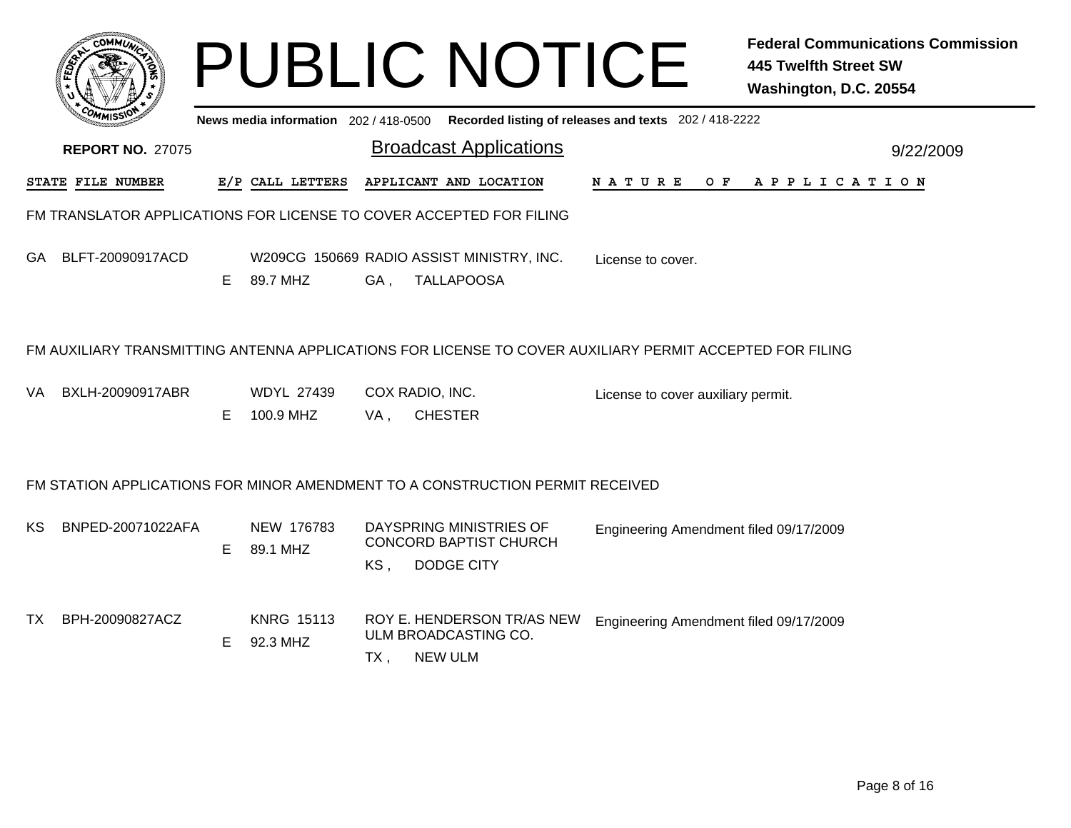# PUBLIC NOTICE

**Federal Communications Commission**
**445 Twelfth Street SW**
**Washington, D.C. 20554**

News media information 202 / 418-0500 Recorded listing of releases and texts 202 / 418-2222

**REPORT NO. 27075**

## Broadcast Applications

9/22/2009

| STATE | FILE NUMBER | E/P | CALL LETTERS | APPLICANT AND LOCATION | NATURE OF APPLICATION |
|---|---|---|---|---|---|

### FM TRANSLATOR APPLICATIONS FOR LICENSE TO COVER ACCEPTED FOR FILING

| STATE | FILE NUMBER | E/P | CALL LETTERS | APPLICANT AND LOCATION | NATURE OF APPLICATION |
|---|---|---|---|---|---|
| GA | BLFT-20090917ACD | E | W209CG 150669<br>89.7 MHZ | RADIO ASSIST MINISTRY, INC.<br>GA , TALLAPOOSA | License to cover. |

### FM AUXILIARY TRANSMITTING ANTENNA APPLICATIONS FOR LICENSE TO COVER AUXILIARY PERMIT ACCEPTED FOR FILING

| STATE | FILE NUMBER | E/P | CALL LETTERS | APPLICANT AND LOCATION | NATURE OF APPLICATION |
|---|---|---|---|---|---|
| VA | BXLH-20090917ABR | E | WDYL 27439<br>100.9 MHZ | COX RADIO, INC.<br>VA , CHESTER | License to cover auxiliary permit. |

### FM STATION APPLICATIONS FOR MINOR AMENDMENT TO A CONSTRUCTION PERMIT RECEIVED

| STATE | FILE NUMBER | E/P | CALL LETTERS | APPLICANT AND LOCATION | NATURE OF APPLICATION |
|---|---|---|---|---|---|
| KS | BNPED-20071022AFA | E | NEW 176783<br>89.1 MHZ | DAYSPRING MINISTRIES OF CONCORD BAPTIST CHURCH<br>KS , DODGE CITY | Engineering Amendment filed 09/17/2009 |
| TX | BPH-20090827ACZ | E | KNRG 15113<br>92.3 MHZ | ROY E. HENDERSON TR/AS NEW ULM BROADCASTING CO.<br>TX , NEW ULM | Engineering Amendment filed 09/17/2009 |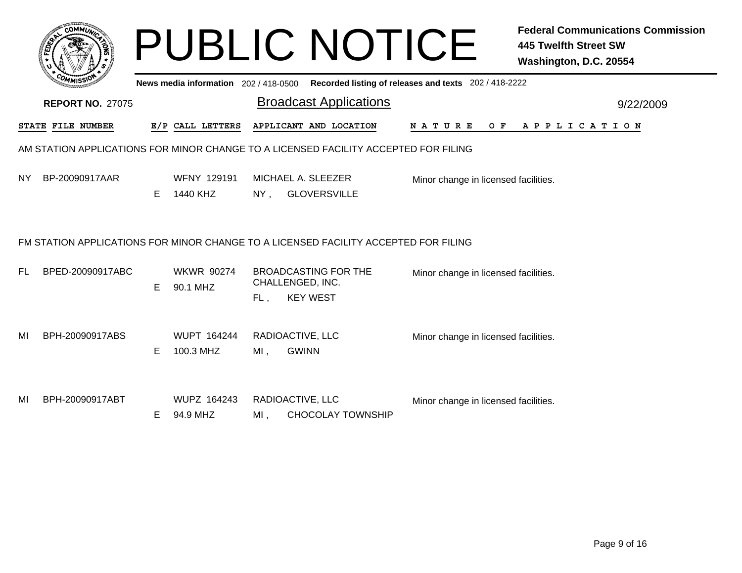# PUBLIC NOTICE

**Federal Communications Commission**
**445 Twelfth Street SW**
**Washington, D.C. 20554**

News media information 202 / 418-0500 Recorded listing of releases and texts 202 / 418-2222

**REPORT NO.** 27075

## Broadcast Applications

9/22/2009

### AM STATION APPLICATIONS FOR MINOR CHANGE TO A LICENSED FACILITY ACCEPTED FOR FILING

| STATE | FILE NUMBER | E/P | CALL LETTERS | APPLICANT AND LOCATION | NATURE OF APPLICATION |
|---|---|---|---|---|---|
| NY | BP-20090917AAR | E | WFNY 129191<br>1440 KHZ | MICHAEL A. SLEEZER<br>NY , GLOVERSVILLE | Minor change in licensed facilities. |

### FM STATION APPLICATIONS FOR MINOR CHANGE TO A LICENSED FACILITY ACCEPTED FOR FILING

| STATE | FILE NUMBER | E/P | CALL LETTERS | APPLICANT AND LOCATION | NATURE OF APPLICATION |
|---|---|---|---|---|---|
| FL | BPED-20090917ABC | E | WKWR 90274<br>90.1 MHZ | BROADCASTING FOR THE CHALLENGED, INC.<br>FL , KEY WEST | Minor change in licensed facilities. |
| MI | BPH-20090917ABS | E | WUPT 164244<br>100.3 MHZ | RADIOACTIVE, LLC<br>MI , GWINN | Minor change in licensed facilities. |
| MI | BPH-20090917ABT | E | WUPZ 164243<br>94.9 MHZ | RADIOACTIVE, LLC<br>MI , CHOCOLAY TOWNSHIP | Minor change in licensed facilities. |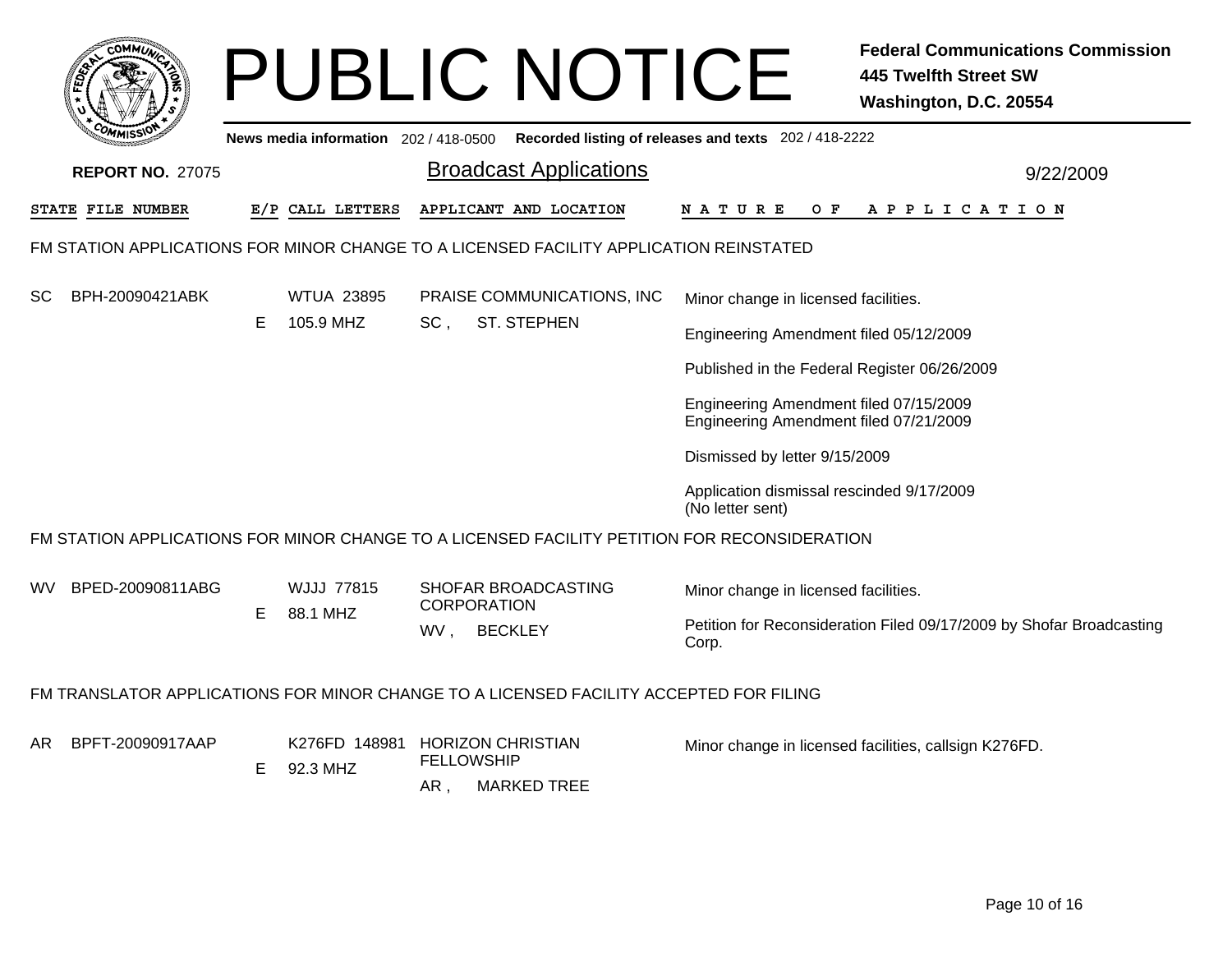# PUBLIC NOTICE

**Federal Communications Commission**
**445 Twelfth Street SW**
**Washington, D.C. 20554**

**News media information** 202 / 418-0500 **Recorded listing of releases and texts** 202 / 418-2222

**REPORT NO.** 27075

## Broadcast Applications

9/22/2009

| STATE | FILE NUMBER | E/P | CALL LETTERS | APPLICANT AND LOCATION | NATURE OF APPLICATION |
|---|---|---|---|---|---|

### FM STATION APPLICATIONS FOR MINOR CHANGE TO A LICENSED FACILITY APPLICATION REINSTATED

| STATE | FILE NUMBER | E/P | CALL LETTERS | APPLICANT AND LOCATION | NATURE OF APPLICATION |
|---|---|---|---|---|---|
| SC | BPH-20090421ABK | E | WTUA 23895<br>105.9 MHZ | PRAISE COMMUNICATIONS, INC<br>SC , ST. STEPHEN | Minor change in licensed facilities.<br>Engineering Amendment filed 05/12/2009<br>Published in the Federal Register 06/26/2009<br>Engineering Amendment filed 07/15/2009<br>Engineering Amendment filed 07/21/2009<br>Dismissed by letter 9/15/2009<br>Application dismissal rescinded 9/17/2009 (No letter sent) |

### FM STATION APPLICATIONS FOR MINOR CHANGE TO A LICENSED FACILITY PETITION FOR RECONSIDERATION

| STATE | FILE NUMBER | E/P | CALL LETTERS | APPLICANT AND LOCATION | NATURE OF APPLICATION |
|---|---|---|---|---|---|
| WV | BPED-20090811ABG | E | WJJJ 77815<br>88.1 MHZ | SHOFAR BROADCASTING CORPORATION<br>WV , BECKLEY | Minor change in licensed facilities.<br>Petition for Reconsideration Filed 09/17/2009 by Shofar Broadcasting Corp. |

### FM TRANSLATOR APPLICATIONS FOR MINOR CHANGE TO A LICENSED FACILITY ACCEPTED FOR FILING

| STATE | FILE NUMBER | E/P | CALL LETTERS | APPLICANT AND LOCATION | NATURE OF APPLICATION |
|---|---|---|---|---|---|
| AR | BPFT-20090917AAP | E | K276FD 148981<br>92.3 MHZ | HORIZON CHRISTIAN FELLOWSHIP<br>AR , MARKED TREE | Minor change in licensed facilities, callsign K276FD. |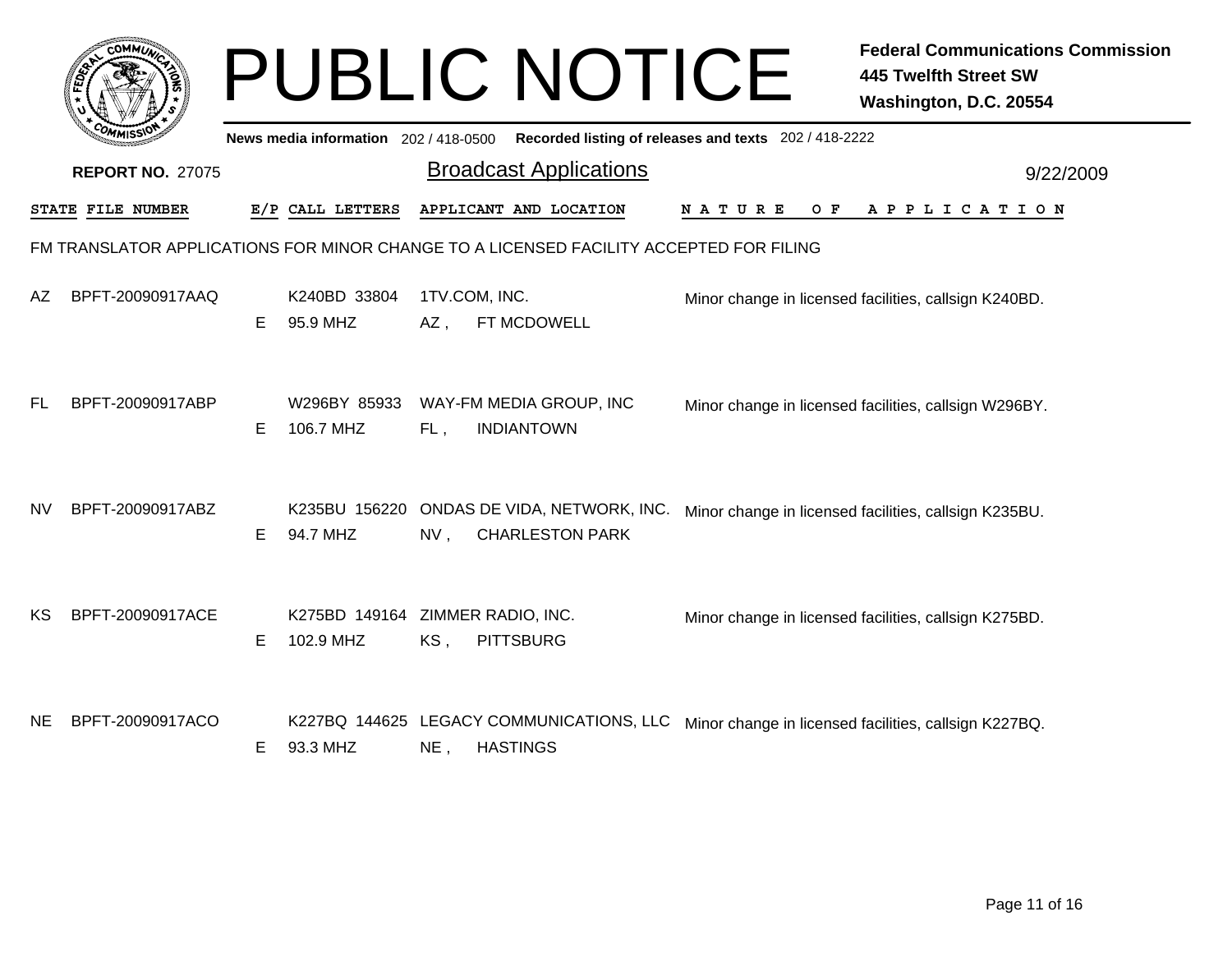# PUBLIC NOTICE

**Federal Communications Commission**
**445 Twelfth Street SW**
**Washington, D.C. 20554**

**News media information** 202 / 418-0500 **Recorded listing of releases and texts** 202 / 418-2222

**REPORT NO.** 27075

## Broadcast Applications

9/22/2009

FM TRANSLATOR APPLICATIONS FOR MINOR CHANGE TO A LICENSED FACILITY ACCEPTED FOR FILING

| STATE | FILE NUMBER | E/P | CALL LETTERS | APPLICANT AND LOCATION | NATURE OF APPLICATION |
|---|---|---|---|---|---|
| AZ | BPFT-20090917AAQ | E | K240BD 33804<br>95.9 MHZ | 1TV.COM, INC.<br>AZ , FT MCDOWELL | Minor change in licensed facilities, callsign K240BD. |
| FL | BPFT-20090917ABP | E | W296BY 85933<br>106.7 MHZ | WAY-FM MEDIA GROUP, INC<br>FL , INDIANTOWN | Minor change in licensed facilities, callsign W296BY. |
| NV | BPFT-20090917ABZ | E | K235BU 156220<br>94.7 MHZ | ONDAS DE VIDA, NETWORK, INC.<br>NV , CHARLESTON PARK | Minor change in licensed facilities, callsign K235BU. |
| KS | BPFT-20090917ACE | E | K275BD 149164<br>102.9 MHZ | ZIMMER RADIO, INC.<br>KS , PITTSBURG | Minor change in licensed facilities, callsign K275BD. |
| NE | BPFT-20090917ACO | E | K227BQ 144625<br>93.3 MHZ | LEGACY COMMUNICATIONS, LLC<br>NE , HASTINGS | Minor change in licensed facilities, callsign K227BQ. |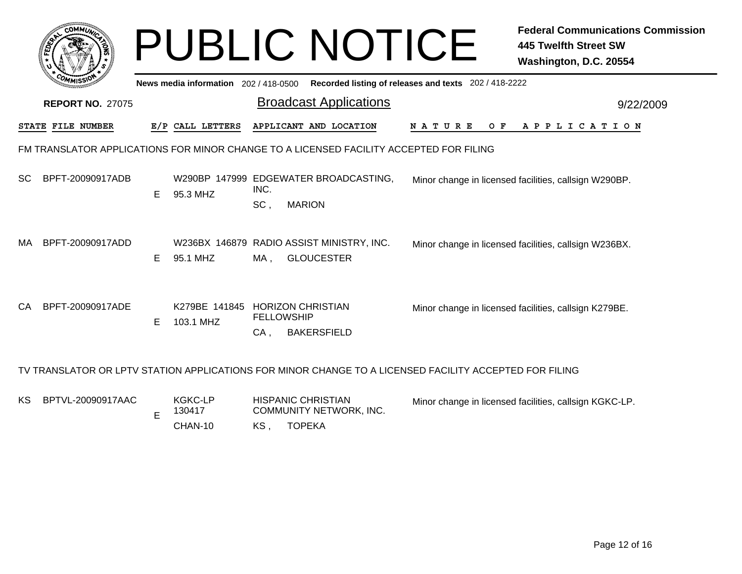# PUBLIC NOTICE

**Federal Communications Commission**
**445 Twelfth Street SW**
**Washington, D.C. 20554**

**News media information** 202 / 418-0500 **Recorded listing of releases and texts** 202 / 418-2222

**REPORT NO.** 27075

## Broadcast Applications

9/22/2009

| STATE | FILE NUMBER | E/P | CALL LETTERS | APPLICANT AND LOCATION | NATURE OF APPLICATION |
|---|---|---|---|---|---|

### FM TRANSLATOR APPLICATIONS FOR MINOR CHANGE TO A LICENSED FACILITY ACCEPTED FOR FILING

| STATE | FILE NUMBER | E/P | CALL LETTERS | APPLICANT AND LOCATION | NATURE OF APPLICATION |
|---|---|---|---|---|---|
| SC | BPFT-20090917ADB | E | W290BP 147999 95.3 MHZ | EDGEWATER BROADCASTING, INC. SC , MARION | Minor change in licensed facilities, callsign W290BP. |
| MA | BPFT-20090917ADD | E | W236BX 146879 95.1 MHZ | RADIO ASSIST MINISTRY, INC. MA , GLOUCESTER | Minor change in licensed facilities, callsign W236BX. |
| CA | BPFT-20090917ADE | E | K279BE 141845 103.1 MHZ | HORIZON CHRISTIAN FELLOWSHIP CA , BAKERSFIELD | Minor change in licensed facilities, callsign K279BE. |

### TV TRANSLATOR OR LPTV STATION APPLICATIONS FOR MINOR CHANGE TO A LICENSED FACILITY ACCEPTED FOR FILING

| STATE | FILE NUMBER | E/P | CALL LETTERS | APPLICANT AND LOCATION | NATURE OF APPLICATION |
|---|---|---|---|---|---|
| KS | BPTVL-20090917AAC | E | KGKC-LP 130417 CHAN-10 | HISPANIC CHRISTIAN COMMUNITY NETWORK, INC. KS , TOPEKA | Minor change in licensed facilities, callsign KGKC-LP. |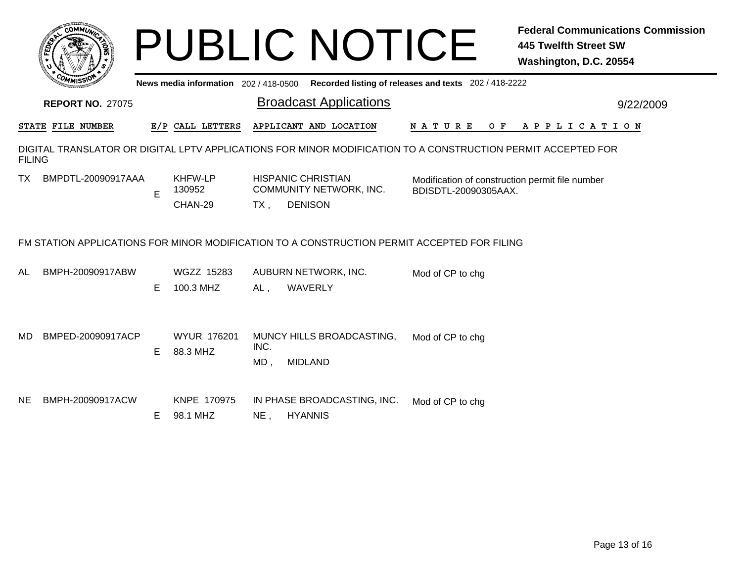# PUBLIC NOTICE

**Federal Communications Commission**
**445 Twelfth Street SW**
**Washington, D.C. 20554**

**News media information** 202 / 418-0500 **Recorded listing of releases and texts** 202 / 418-2222

**REPORT NO.** 27075

## Broadcast Applications

9/22/2009

| STATE | FILE NUMBER | E/P | CALL LETTERS | APPLICANT AND LOCATION | NATURE OF APPLICATION |
|---|---|---|---|---|---|

DIGITAL TRANSLATOR OR DIGITAL LPTV APPLICATIONS FOR MINOR MODIFICATION TO A CONSTRUCTION PERMIT ACCEPTED FOR FILING

| STATE | FILE NUMBER | E/P | CALL LETTERS | APPLICANT AND LOCATION | NATURE OF APPLICATION |
|---|---|---|---|---|---|
| TX | BMPDTL-20090917AAA | E | KHFW-LP 130952 CHAN-29 | HISPANIC CHRISTIAN COMMUNITY NETWORK, INC. TX , DENISON | Modification of construction permit file number BDISDTL-20090305AAX. |

FM STATION APPLICATIONS FOR MINOR MODIFICATION TO A CONSTRUCTION PERMIT ACCEPTED FOR FILING

| STATE | FILE NUMBER | E/P | CALL LETTERS | APPLICANT AND LOCATION | NATURE OF APPLICATION |
|---|---|---|---|---|---|
| AL | BMPH-20090917ABW | E | WGZZ 15283 100.3 MHZ | AUBURN NETWORK, INC. AL , WAVERLY | Mod of CP to chg |
| MD | BMPED-20090917ACP | E | WYUR 176201 88.3 MHZ | MUNCY HILLS BROADCASTING, INC. MD , MIDLAND | Mod of CP to chg |
| NE | BMPH-20090917ACW | E | KNPE 170975 98.1 MHZ | IN PHASE BROADCASTING, INC. NE , HYANNIS | Mod of CP to chg |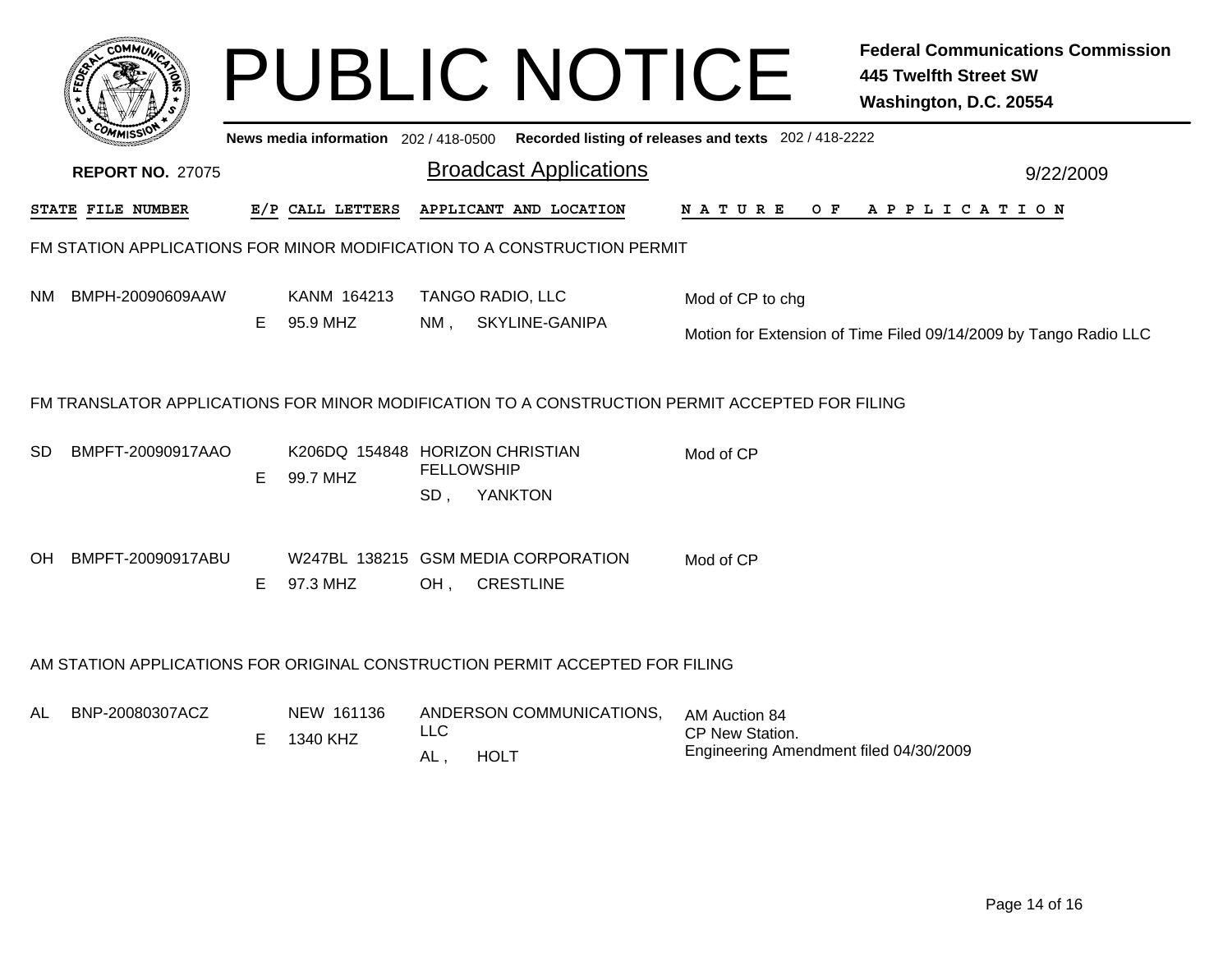# PUBLIC NOTICE

**Federal Communications Commission**
**445 Twelfth Street SW**
**Washington, D.C. 20554**

News media information 202 / 418-0500 Recorded listing of releases and texts 202 / 418-2222

**REPORT NO.** 27075

## Broadcast Applications

9/22/2009

| STATE | FILE NUMBER | E/P | CALL LETTERS | APPLICANT AND LOCATION | NATURE OF APPLICATION |
|---|---|---|---|---|---|

### FM STATION APPLICATIONS FOR MINOR MODIFICATION TO A CONSTRUCTION PERMIT

| STATE | FILE NUMBER | E/P | CALL LETTERS | APPLICANT AND LOCATION | NATURE OF APPLICATION |
|---|---|---|---|---|---|
| NM | BMPH-20090609AAW | E | KANM 164213<br>95.9 MHZ | TANGO RADIO, LLC<br>NM , SKYLINE-GANIPA | Mod of CP to chg<br>Motion for Extension of Time Filed 09/14/2009 by Tango Radio LLC |

### FM TRANSLATOR APPLICATIONS FOR MINOR MODIFICATION TO A CONSTRUCTION PERMIT ACCEPTED FOR FILING

| STATE | FILE NUMBER | E/P | CALL LETTERS | APPLICANT AND LOCATION | NATURE OF APPLICATION |
|---|---|---|---|---|---|
| SD | BMPFT-20090917AAO | E | K206DQ 154848<br>99.7 MHZ | HORIZON CHRISTIAN FELLOWSHIP<br>SD , YANKTON | Mod of CP |
| OH | BMPFT-20090917ABU | E | W247BL 138215<br>97.3 MHZ | GSM MEDIA CORPORATION<br>OH , CRESTLINE | Mod of CP |

### AM STATION APPLICATIONS FOR ORIGINAL CONSTRUCTION PERMIT ACCEPTED FOR FILING

| STATE | FILE NUMBER | E/P | CALL LETTERS | APPLICANT AND LOCATION | NATURE OF APPLICATION |
|---|---|---|---|---|---|
| AL | BNP-20080307ACZ | E | NEW 161136<br>1340 KHZ | ANDERSON COMMUNICATIONS, LLC<br>AL , HOLT | AM Auction 84<br>CP New Station.<br>Engineering Amendment filed 04/30/2009 |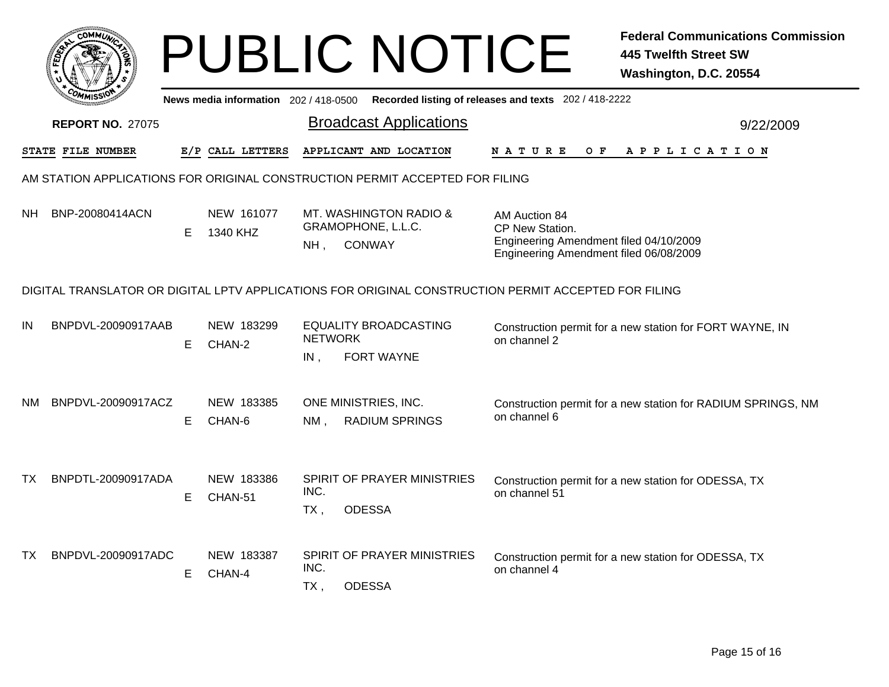# PUBLIC NOTICE

**Federal Communications Commission**
**445 Twelfth Street SW**
**Washington, D.C. 20554**

News media information 202 / 418-0500 Recorded listing of releases and texts 202 / 418-2222

**REPORT NO.** 27075

## Broadcast Applications

9/22/2009

| STATE | FILE NUMBER | E/P | CALL LETTERS | APPLICANT AND LOCATION | NATURE OF APPLICATION |
|---|---|---|---|---|---|

### AM STATION APPLICATIONS FOR ORIGINAL CONSTRUCTION PERMIT ACCEPTED FOR FILING

| STATE | FILE NUMBER | E/P | CALL LETTERS | APPLICANT AND LOCATION | NATURE OF APPLICATION |
|---|---|---|---|---|---|
| NH | BNP-20080414ACN | E | NEW 161077<br>1340 KHZ | MT. WASHINGTON RADIO & GRAMOPHONE, L.L.C.<br>NH , CONWAY | AM Auction 84<br>CP New Station.<br>Engineering Amendment filed 04/10/2009<br>Engineering Amendment filed 06/08/2009 |

### DIGITAL TRANSLATOR OR DIGITAL LPTV APPLICATIONS FOR ORIGINAL CONSTRUCTION PERMIT ACCEPTED FOR FILING

| STATE | FILE NUMBER | E/P | CALL LETTERS | APPLICANT AND LOCATION | NATURE OF APPLICATION |
|---|---|---|---|---|---|
| IN | BNPDVL-20090917AAB | E | NEW 183299<br>CHAN-2 | EQUALITY BROADCASTING NETWORK<br>IN , FORT WAYNE | Construction permit for a new station for FORT WAYNE, IN on channel 2 |
| NM | BNPDVL-20090917ACZ | E | NEW 183385<br>CHAN-6 | ONE MINISTRIES, INC.<br>NM , RADIUM SPRINGS | Construction permit for a new station for RADIUM SPRINGS, NM on channel 6 |
| TX | BNPDTL-20090917ADA | E | NEW 183386<br>CHAN-51 | SPIRIT OF PRAYER MINISTRIES INC.<br>TX , ODESSA | Construction permit for a new station for ODESSA, TX on channel 51 |
| TX | BNPDVL-20090917ADC | E | NEW 183387<br>CHAN-4 | SPIRIT OF PRAYER MINISTRIES INC.<br>TX , ODESSA | Construction permit for a new station for ODESSA, TX on channel 4 |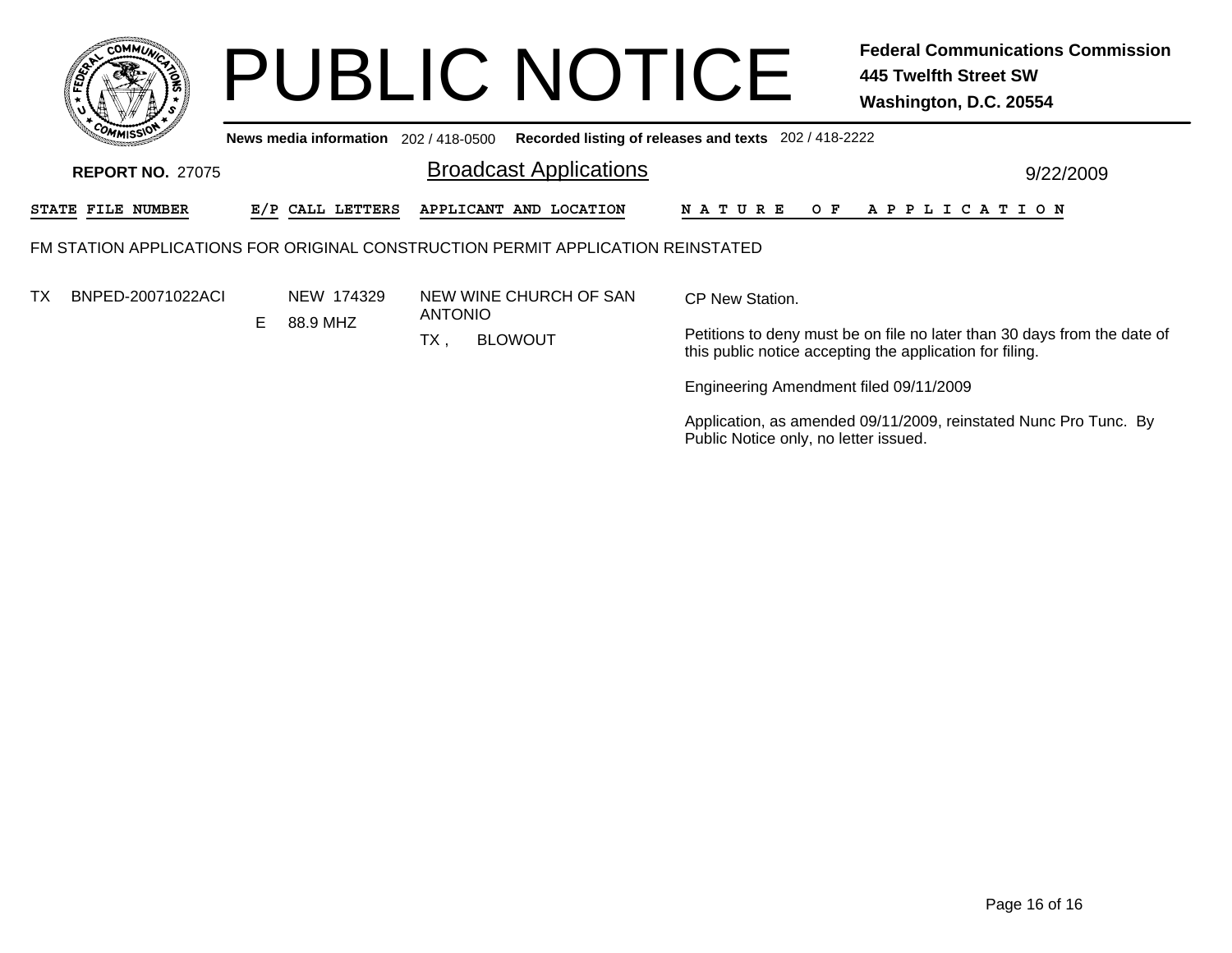# PUBLIC NOTICE

**Federal Communications Commission**
**445 Twelfth Street SW**
**Washington, D.C. 20554**

**News media information** 202 / 418-0500 **Recorded listing of releases and texts** 202 / 418-2222

**REPORT NO.** 27075

## Broadcast Applications

9/22/2009

| STATE | FILE NUMBER | E/P | CALL LETTERS | APPLICANT AND LOCATION | NATURE OF APPLICATION |
|---|---|---|---|---|---|

### FM STATION APPLICATIONS FOR ORIGINAL CONSTRUCTION PERMIT APPLICATION REINSTATED

| STATE | FILE NUMBER | E/P | CALL LETTERS | APPLICANT AND LOCATION | NATURE OF APPLICATION |
|---|---|---|---|---|---|
| TX | BNPED-20071022ACI | E | NEW 174329<br>88.9 MHZ | NEW WINE CHURCH OF SAN ANTONIO<br>TX , BLOWOUT | CP New Station.<br><br>Petitions to deny must be on file no later than 30 days from the date of this public notice accepting the application for filing.<br><br>Engineering Amendment filed 09/11/2009<br><br>Application, as amended 09/11/2009, reinstated Nunc Pro Tunc. By Public Notice only, no letter issued. |